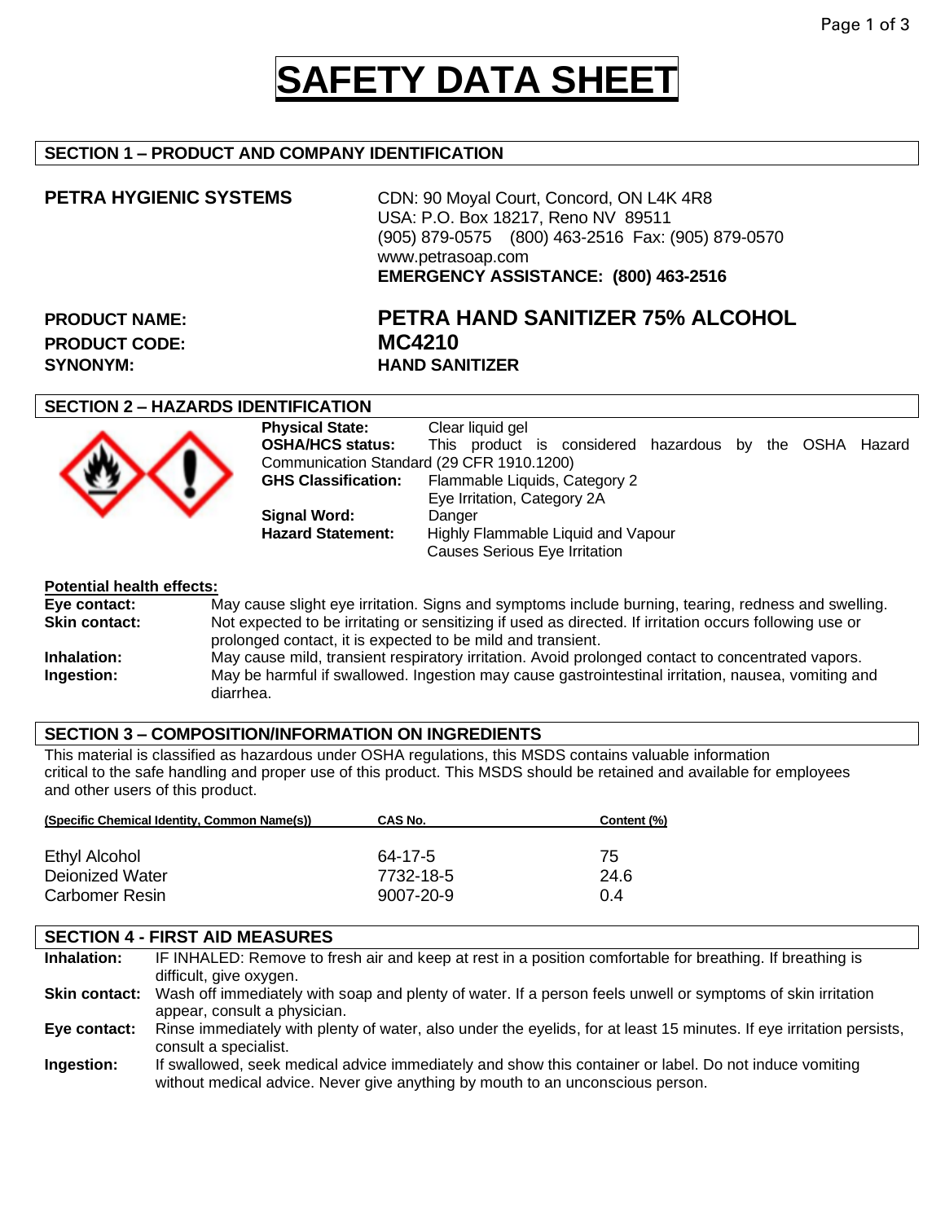# SAFETY DATA SHEET

## SECTION 1 – PRODUCT AND COMPANY IDENTIFICATION

**PETRA HYGIENIC SYSTEMS**

CDN: 90 Moyal Court, Concord, ON L4K 4R8
USA: P.O. Box 18217, Reno NV 89511
(905) 879-0575 (800) 463-2516 Fax: (905) 879-0570
www.petrasoap.com
**EMERGENCY ASSISTANCE: (800) 463-2516**

**PRODUCT NAME:** **PETRA HAND SANITIZER 75% ALCOHOL**
**PRODUCT CODE:** **MC4210**
**SYNONYM:** **HAND SANITIZER**

## SECTION 2 – HAZARDS IDENTIFICATION

**Physical State:** Clear liquid gel
**OSHA/HCS status:** This product is considered hazardous by the OSHA Hazard Communication Standard (29 CFR 1910.1200)
**GHS Classification:** Flammable Liquids, Category 2
Eye Irritation, Category 2A
**Signal Word:** Danger
**Hazard Statement:** Highly Flammable Liquid and Vapour
Causes Serious Eye Irritation

**Potential health effects:**

**Eye contact:** May cause slight eye irritation. Signs and symptoms include burning, tearing, redness and swelling.
**Skin contact:** Not expected to be irritating or sensitizing if used as directed. If irritation occurs following use or prolonged contact, it is expected to be mild and transient.
**Inhalation:** May cause mild, transient respiratory irritation. Avoid prolonged contact to concentrated vapors.
**Ingestion:** May be harmful if swallowed. Ingestion may cause gastrointestinal irritation, nausea, vomiting and diarrhea.

## SECTION 3 – COMPOSITION/INFORMATION ON INGREDIENTS

This material is classified as hazardous under OSHA regulations, this MSDS contains valuable information critical to the safe handling and proper use of this product. This MSDS should be retained and available for employees and other users of this product.

| (Specific Chemical Identity, Common Name(s)) | CAS No. | Content (%) |
|---|---|---|
| Ethyl Alcohol | 64-17-5 | 75 |
| Deionized Water | 7732-18-5 | 24.6 |
| Carbomer Resin | 9007-20-9 | 0.4 |

## SECTION 4 - FIRST AID MEASURES

**Inhalation:** IF INHALED: Remove to fresh air and keep at rest in a position comfortable for breathing. If breathing is difficult, give oxygen.
**Skin contact:** Wash off immediately with soap and plenty of water. If a person feels unwell or symptoms of skin irritation appear, consult a physician.
**Eye contact:** Rinse immediately with plenty of water, also under the eyelids, for at least 15 minutes. If eye irritation persists, consult a specialist.
**Ingestion:** If swallowed, seek medical advice immediately and show this container or label. Do not induce vomiting without medical advice. Never give anything by mouth to an unconscious person.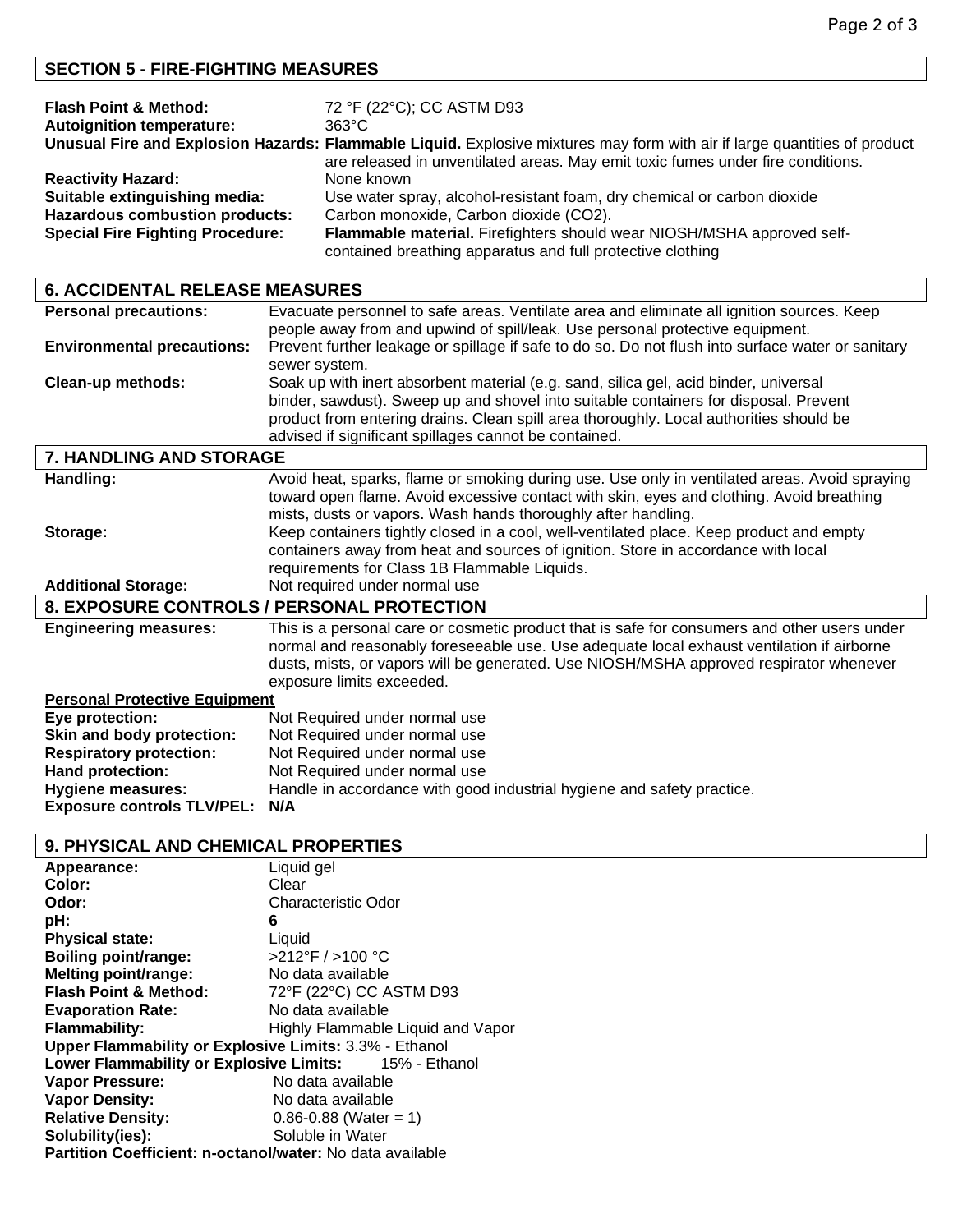## SECTION 5 - FIRE-FIGHTING MEASURES

**Flash Point & Method:** 72 °F (22°C); CC ASTM D93
**Autoignition temperature:** 363°C
**Unusual Fire and Explosion Hazards:** **Flammable Liquid.** Explosive mixtures may form with air if large quantities of product are released in unventilated areas. May emit toxic fumes under fire conditions.
**Reactivity Hazard:** None known
**Suitable extinguishing media:** Use water spray, alcohol-resistant foam, dry chemical or carbon dioxide
**Hazardous combustion products:** Carbon monoxide, Carbon dioxide ($CO_2$).
**Special Fire Fighting Procedure:** **Flammable material.** Firefighters should wear NIOSH/MSHA approved self-contained breathing apparatus and full protective clothing

## 6. ACCIDENTAL RELEASE MEASURES

**Personal precautions:** Evacuate personnel to safe areas. Ventilate area and eliminate all ignition sources. Keep people away from and upwind of spill/leak. Use personal protective equipment.
**Environmental precautions:** Prevent further leakage or spillage if safe to do so. Do not flush into surface water or sanitary sewer system.
**Clean-up methods:** Soak up with inert absorbent material (e.g. sand, silica gel, acid binder, universal binder, sawdust). Sweep up and shovel into suitable containers for disposal. Prevent product from entering drains. Clean spill area thoroughly. Local authorities should be advised if significant spillages cannot be contained.

## 7. HANDLING AND STORAGE

**Handling:** Avoid heat, sparks, flame or smoking during use. Use only in ventilated areas. Avoid spraying toward open flame. Avoid excessive contact with skin, eyes and clothing. Avoid breathing mists, dusts or vapors. Wash hands thoroughly after handling.
**Storage:** Keep containers tightly closed in a cool, well-ventilated place. Keep product and empty containers away from heat and sources of ignition. Store in accordance with local requirements for Class 1B Flammable Liquids.
**Additional Storage:** Not required under normal use

## 8. EXPOSURE CONTROLS / PERSONAL PROTECTION

**Engineering measures:** This is a personal care or cosmetic product that is safe for consumers and other users under normal and reasonably foreseeable use. Use adequate local exhaust ventilation if airborne dusts, mists, or vapors will be generated. Use NIOSH/MSHA approved respirator whenever exposure limits exceeded.

**Personal Protective Equipment**

**Eye protection:** Not Required under normal use
**Skin and body protection:** Not Required under normal use
**Respiratory protection:** Not Required under normal use
**Hand protection:** Not Required under normal use
**Hygiene measures:** Handle in accordance with good industrial hygiene and safety practice.
**Exposure controls TLV/PEL:** **N/A**

## 9. PHYSICAL AND CHEMICAL PROPERTIES

**Appearance:** Liquid gel
**Color:** Clear
**Odor:** Characteristic Odor
**pH:** **6**
**Physical state:** Liquid
**Boiling point/range:** >212°F / >100 °C
**Melting point/range:** No data available
**Flash Point & Method:** 72°F (22°C) CC ASTM D93
**Evaporation Rate:** No data available
**Flammability:** Highly Flammable Liquid and Vapor
**Upper Flammability or Explosive Limits:** 3.3% - Ethanol
**Lower Flammability or Explosive Limits:** 15% - Ethanol
**Vapor Pressure:** No data available
**Vapor Density:** No data available
**Relative Density:** 0.86-0.88 (Water = 1)
**Solubility(ies):** Soluble in Water
**Partition Coefficient: n-octanol/water:** No data available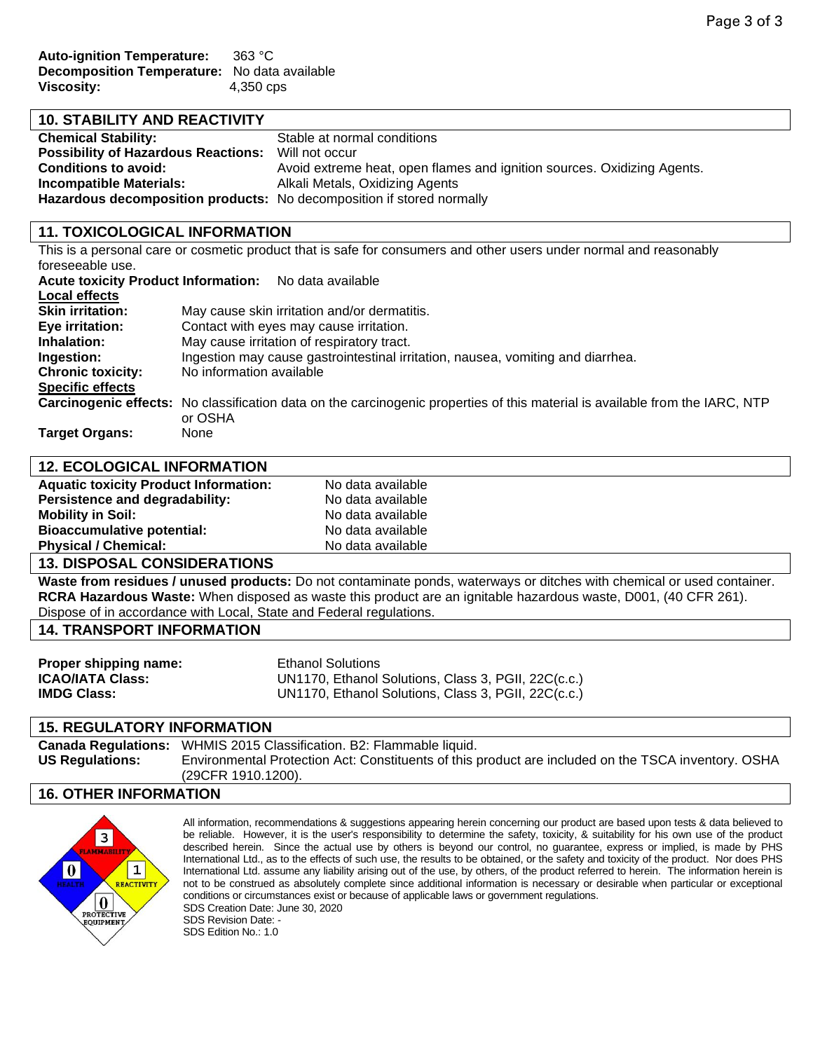**Auto-ignition Temperature:** 363 °C
**Decomposition Temperature:** No data available
**Viscosity:** 4,350 cps

## 10. STABILITY AND REACTIVITY

| | |
|---|---|
| **Chemical Stability:** | Stable at normal conditions |
| **Possibility of Hazardous Reactions:** | Will not occur |
| **Conditions to avoid:** | Avoid extreme heat, open flames and ignition sources. Oxidizing Agents. |
| **Incompatible Materials:** | Alkali Metals, Oxidizing Agents |
| **Hazardous decomposition products:** | No decomposition if stored normally |

## 11. TOXICOLOGICAL INFORMATION

This is a personal care or cosmetic product that is safe for consumers and other users under normal and reasonably foreseeable use.

**Acute toxicity Product Information:** No data available

**Local effects**

| | |
|---|---|
| **Skin irritation:** | May cause skin irritation and/or dermatitis. |
| **Eye irritation:** | Contact with eyes may cause irritation. |
| **Inhalation:** | May cause irritation of respiratory tract. |
| **Ingestion:** | Ingestion may cause gastrointestinal irritation, nausea, vomiting and diarrhea. |
| **Chronic toxicity:** | No information available |

**Specific effects**

| | |
|---|---|
| **Carcinogenic effects:** | No classification data on the carcinogenic properties of this material is available from the IARC, NTP or OSHA |
| **Target Organs:** | None |

## 12. ECOLOGICAL INFORMATION

| | |
|---|---|
| **Aquatic toxicity Product Information:** | No data available |
| **Persistence and degradability:** | No data available |
| **Mobility in Soil:** | No data available |
| **Bioaccumulative potential:** | No data available |
| **Physical / Chemical:** | No data available |

## 13. DISPOSAL CONSIDERATIONS

**Waste from residues / unused products:** Do not contaminate ponds, waterways or ditches with chemical or used container.
**RCRA Hazardous Waste:** When disposed as waste this product are an ignitable hazardous waste, D001, (40 CFR 261).
Dispose of in accordance with Local, State and Federal regulations.

## 14. TRANSPORT INFORMATION

| | |
|---|---|
| **Proper shipping name:** | Ethanol Solutions |
| **ICAO/IATA Class:** | UN1170, Ethanol Solutions, Class 3, PGII, 22C(c.c.) |
| **IMDG Class:** | UN1170, Ethanol Solutions, Class 3, PGII, 22C(c.c.) |

## 15. REGULATORY INFORMATION

| | |
|---|---|
| **Canada Regulations:** | WHMIS 2015 Classification. B2: Flammable liquid. |
| **US Regulations:** | Environmental Protection Act: Constituents of this product are included on the TSCA inventory. OSHA (29CFR 1910.1200). |

## 16. OTHER INFORMATION

FLAMMABILITY 3
HEALTH 0
REACTIVITY 1
PROTECTIVE EQUIPMENT 0

All information, recommendations & suggestions appearing herein concerning our product are based upon tests & data believed to be reliable. However, it is the user's responsibility to determine the safety, toxicity, & suitability for his own use of the product described herein. Since the actual use by others is beyond our control, no guarantee, express or implied, is made by PHS International Ltd., as to the effects of such use, the results to be obtained, or the safety and toxicity of the product. Nor does PHS International Ltd. assume any liability arising out of the use, by others, of the product referred to herein. The information herein is not to be construed as absolutely complete since additional information is necessary or desirable when particular or exceptional conditions or circumstances exist or because of applicable laws or government regulations.

SDS Creation Date: June 30, 2020
SDS Revision Date: -
SDS Edition No.: 1.0